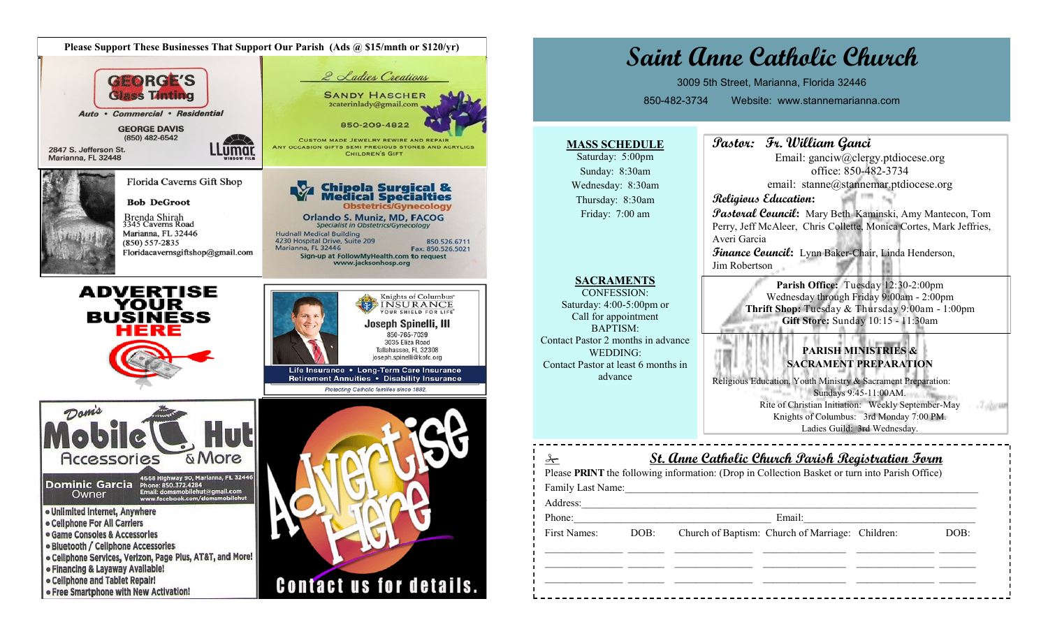**Please Support These Businesses That Support Our Parish (Ads @ $15/mnth or $120/yr)**

**GEORGE'S Glass Tinting**
Auto • Commercial • Residential
GEORGE DAVIS
(850) 482-6542
2847 S. Jefferson St.
Marianna, FL 32448
LLumar WINDOW FILM

*2 Ladies Creations*
SANDY HASCHER
2caterinlady@gmail.com
850-209-4822
CUSTOM MADE JEWELRY REWIRE AND REPAIR
ANY OCCASION GIFTS SEMI PRECIOUS STONES AND ACRYLICS
CHILDREN'S GIFT

Florida Caverns Gift Shop
**Bob DeGroot**
Brenda Shirah
3345 Caverns Road
Marianna, FL 32446
(850) 557-2835
Floridacavernsgiftshop@gmail.com

**Chipola Surgical & Medical Specialties**
Obstetrics/Gynecology
Orlando S. Muniz, MD, FACOG
Specialist in Obstetrics/Gynecology
Hudnall Medical Building
4230 Hospital Drive, Suite 209 850.526.6711
Marianna, FL 32446 Fax: 850.526.5021
Sign-up at FollowMyHealth.com to request
www.jacksonhosp.org

**ADVERTISE YOUR BUSINESS HERE**

Knights of Columbus INSURANCE
YOUR SHIELD FOR LIFE
**Joseph Spinelli, III**
850-765-7039
3035 Eliza Road
Tallahassee, FL 32308
joseph.spinelli@kofc.org
Life Insurance • Long-Term Care Insurance
Retirement Annuities • Disability Insurance
Protecting Catholic families since 1882.

**Dom's Mobile Hut**
Accessories & More
Dominic Garcia
Owner
4568 Highway 90, Marianna, FL 32446
Phone: 850.372.4284
Email: domsmobilehut@gmail.com
www.facebook.com/domsmobilehut
- Unlimited Internet, Anywhere
- Cellphone For All Carriers
- Game Consoles & Accessories
- Bluetooth / Cellphone Accessories
- Cellphone Services, Verizon, Page Plus, AT&T, and More!
- Financing & Layaway Available!
- Cellphone and Tablet Repair!
- Free Smartphone with New Activation!

**Advertise Here**
Contact us for details.

# Saint Anne Catholic Church

3009 5th Street, Marianna, Florida 32446
850-482-3734 Website: www.stannemarianna.com

**MASS SCHEDULE**
Saturday: 5:00pm
Sunday: 8:30am
Wednesday: 8:30am
Thursday: 8:30am
Friday: 7:00 am

**SACRAMENTS**
CONFESSION:
Saturday: 4:00-5:00pm or
Call for appointment
BAPTISM:
Contact Pastor 2 months in advance
WEDDING:
Contact Pastor at least 6 months in advance

**Pastor: Fr. William Ganci**
Email: ganciw@clergy.ptdiocese.org
office: 850-482-3734
email: stanne@stannemar.ptdiocese.org

**Religious Education:**

**Pastoral Council:** Mary Beth Kaminski, Amy Mantecon, Tom Perry, Jeff McAleer, Chris Collette, Monica Cortes, Mark Jeffries, Averi Garcia

**Finance Council:** Lynn Baker-Chair, Linda Henderson, Jim Robertson

**Parish Office:** Tuesday 12:30-2:00pm
Wednesday through Friday 9:00am - 2:00pm
**Thrift Shop:** Tuesday & Thursday 9:00am - 1:00pm
**Gift Store:** Sunday 10:15 - 11:30am

**PARISH MINISTRIES & SACRAMENT PREPARATION**
Religious Education, Youth Ministry & Sacrament Preparation: Sundays 9:45-11:00AM.
Rite of Christian Initiation: Weekly September-May
Knights of Columbus: 3rd Monday 7:00 PM.
Ladies Guild: 3rd Wednesday.

## St. Anne Catholic Church Parish Registration Form

Please **PRINT** the following information: (Drop in Collection Basket or turn into Parish Office)

Family Last Name:______________________________________________

Address:______________________________________________

Phone:______________________ Email:______________________

| First Names: | DOB: | Church of Baptism: | Church of Marriage: | Children: | DOB: |
|---|---|---|---|---|---|
| | | | | | |
| | | | | | |
| | | | | | |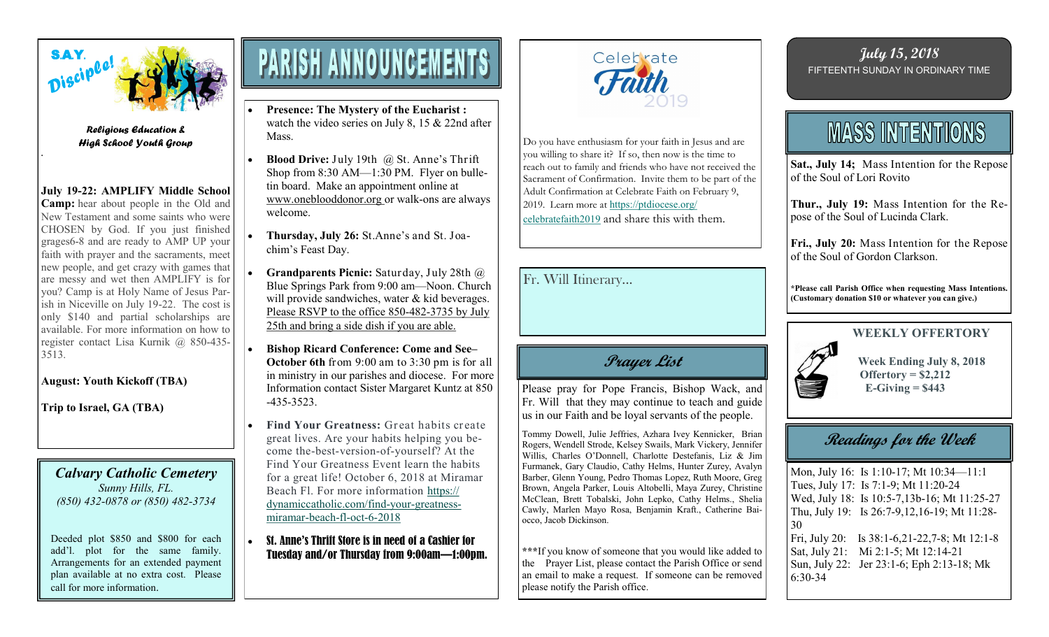S.A.Y. Disciple!

*Religious Education & High School Youth Group*

.

**July 19-22: AMPLIFY Middle School Camp:** hear about people in the Old and New Testament and some saints who were CHOSEN by God. If you just finished grages6-8 and are ready to AMP UP your faith with prayer and the sacraments, meet new people, and get crazy with games that are messy and wet then AMPLIFY is for you? Camp is at Holy Name of Jesus Parish in Niceville on July 19-22. The cost is only $140 and partial scholarships are available. For more information on how to register contact Lisa Kurnik @ 850-435-3513.

**August: Youth Kickoff (TBA)**

**Trip to Israel, GA (TBA)**

## *Calvary Catholic Cemetery*

*Sunny Hills, FL.*
*(850) 432-0878 or (850) 482-3734*

Deeded plot $850 and $800 for each add'l. plot for the same family. Arrangements for an extended payment plan available at no extra cost. Please call for more information.

# PARISH ANNOUNCEMENTS

- **Presence: The Mystery of the Eucharist :** watch the video series on July 8, 15 & 22nd after Mass.
- **Blood Drive:** July 19th @ St. Anne's Thrift Shop from 8:30 AM—1:30 PM. Flyer on bulletin board. Make an appointment online at www.oneblooddonor.org or walk-ons are always welcome.
- **Thursday, July 26:** St.Anne's and St. Joachim's Feast Day.
- **Grandparents Picnic:** Saturday, July 28th @ Blue Springs Park from 9:00 am—Noon. Church will provide sandwiches, water & kid beverages. Please RSVP to the office 850-482-3735 by July 25th and bring a side dish if you are able.
- **Bishop Ricard Conference: Come and See– October 6th** from 9:00 am to 3:30 pm is for all in ministry in our parishes and diocese. For more Information contact Sister Margaret Kuntz at 850 -435-3523.
- **Find Your Greatness:** Great habits create great lives. Are your habits helping you become the-best-version-of-yourself? At the Find Your Greatness Event learn the habits for a great life! October 6, 2018 at Miramar Beach Fl. For more information https://dynamiccatholic.com/find-your-greatness-miramar-beach-fl-oct-6-2018
- **St. Anne's Thrift Store is in need of a Cashier for Tuesday and/or Thursday from 9:00am—1:00pm.**

Celebrate Faith 2019

Do you have enthusiasm for your faith in Jesus and are you willing to share it? If so, then now is the time to reach out to family and friends who have not received the Sacrament of Confirmation. Invite them to be part of the Adult Confirmation at Celebrate Faith on February 9, 2019. Learn more at https://ptdiocese.org/celebratefaith2019 and share this with them.

Fr. Will Itinerary...

## *Prayer List*

Please pray for Pope Francis, Bishop Wack, and Fr. Will that they may continue to teach and guide us in our Faith and be loyal servants of the people.

Tommy Dowell, Julie Jeffries, Azhara Ivey Kennicker, Brian Rogers, Wendell Strode, Kelsey Swails, Mark Vickery, Jennifer Willis, Charles O'Donnell, Charlotte Destefanis, Liz & Jim Furmanek, Gary Claudio, Cathy Helms, Hunter Zurey, Avalyn Barber, Glenn Young, Pedro Thomas Lopez, Ruth Moore, Greg Brown, Angela Parker, Louis Altobelli, Maya Zurey, Christine McClean, Brett Tobalski, John Lepko, Cathy Helms., Shelia Cawly, Marlen Mayo Rosa, Benjamin Kraft., Catherine Baiocco, Jacob Dickinson.

***If you know of someone that you would like added to the Prayer List, please contact the Parish Office or send an email to make a request. If someone can be removed please notify the Parish office.

*July 15, 2018*
FIFTEENTH SUNDAY IN ORDINARY TIME

# MASS INTENTIONS

**Sat., July 14;** Mass Intention for the Repose of the Soul of Lori Rovito

**Thur., July 19:** Mass Intention for the Repose of the Soul of Lucinda Clark.

**Fri., July 20:** Mass Intention for the Repose of the Soul of Gordon Clarkson.

***Please call Parish Office when requesting Mass Intentions. (Customary donation $10 or whatever you can give.)**

## WEEKLY OFFERTORY

**Week Ending July 8, 2018**
**Offertory = $2,212**
**E-Giving = $443**

## *Readings for the Week*

Mon, July 16: Is 1:10-17; Mt 10:34—11:1
Tues, July 17: Is 7:1-9; Mt 11:20-24
Wed, July 18: Is 10:5-7,13b-16; Mt 11:25-27
Thu, July 19: Is 26:7-9,12,16-19; Mt 11:28-30
Fri, July 20: Is 38:1-6,21-22,7-8; Mt 12:1-8
Sat, July 21: Mi 2:1-5; Mt 12:14-21
Sun, July 22: Jer 23:1-6; Eph 2:13-18; Mk 6:30-34